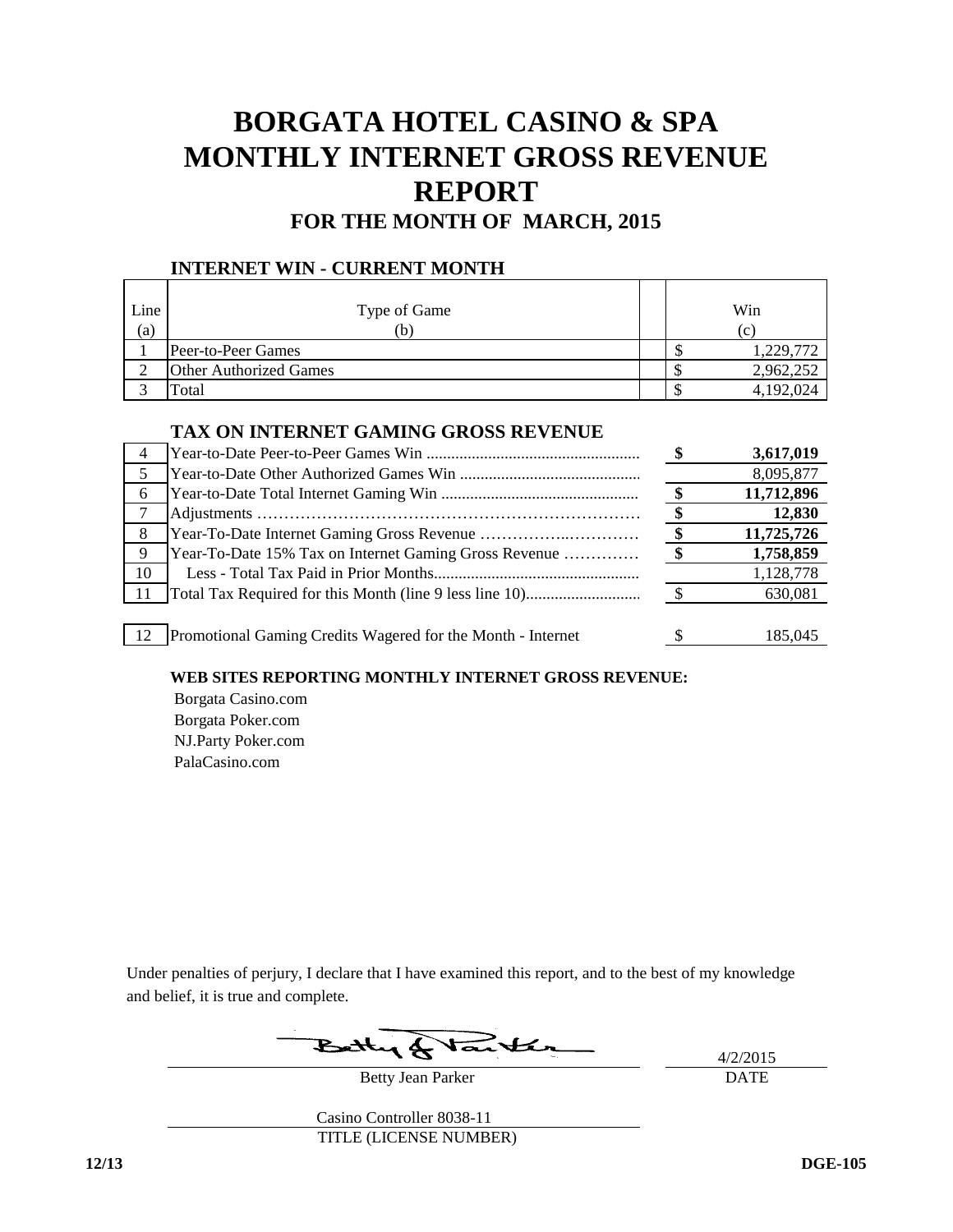# BORGATA HOTEL CASINO & SPA MONTHLY INTERNET GROSS REVENUE REPORT

## FOR THE MONTH OF MARCH, 2015

### INTERNET WIN - CURRENT MONTH

| Line (a) | Type of Game (b) | Win (c) |
|---|---|---|
| 1 | Peer-to-Peer Games | $ 1,229,772 |
| 2 | Other Authorized Games | $ 2,962,252 |
| 3 | Total | $ 4,192,024 |

### TAX ON INTERNET GAMING GROSS REVENUE

| Line | Description | Amount |
|---|---|---|
| 4 | Year-to-Date Peer-to-Peer Games Win | **$ 3,617,019** |
| 5 | Year-to-Date Other Authorized Games Win | 8,095,877 |
| 6 | Year-to-Date Total Internet Gaming Win | **$ 11,712,896** |
| 7 | Adjustments | **$ 12,830** |
| 8 | Year-To-Date Internet Gaming Gross Revenue | **$ 11,725,726** |
| 9 | Year-To-Date 15% Tax on Internet Gaming Gross Revenue | **$ 1,758,859** |
| 10 | Less - Total Tax Paid in Prior Months | 1,128,778 |
| 11 | Total Tax Required for this Month (line 9 less line 10) | $ 630,081 |
| 12 | Promotional Gaming Credits Wagered for the Month - Internet | $ 185,045 |

**WEB SITES REPORTING MONTHLY INTERNET GROSS REVENUE:**

Borgata Casino.com
Borgata Poker.com
NJ.Party Poker.com
PalaCasino.com

Under penalties of perjury, I declare that I have examined this report, and to the best of my knowledge and belief, it is true and complete.

Betty Jean Parker — DATE: 4/2/2015

Casino Controller 8038-11
TITLE (LICENSE NUMBER)

12/13 DGE-105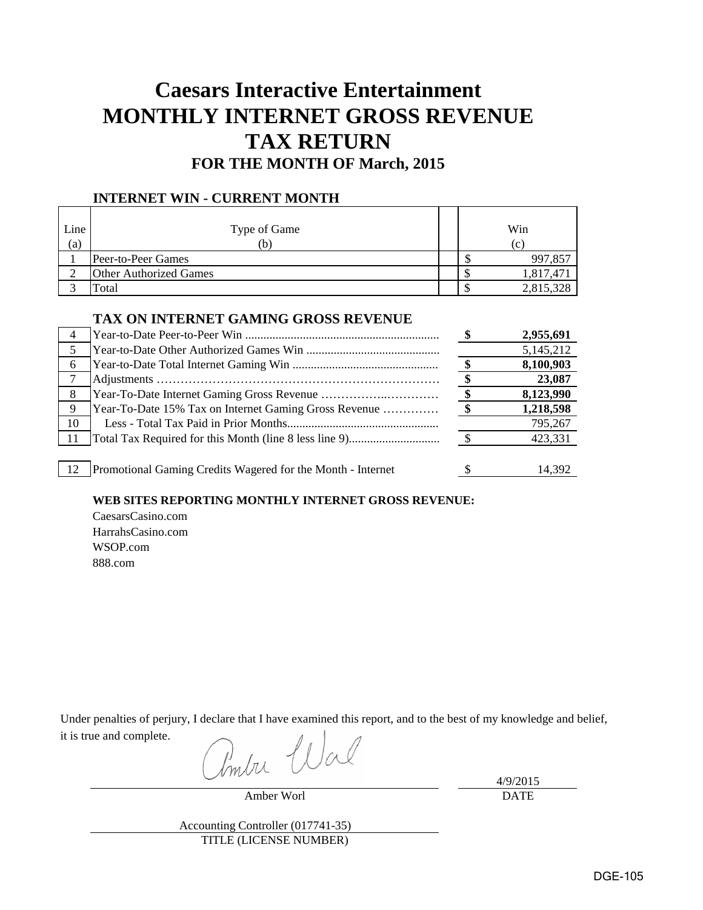# Caesars Interactive Entertainment
# MONTHLY INTERNET GROSS REVENUE
# TAX RETURN
## FOR THE MONTH OF March, 2015

### INTERNET WIN - CURRENT MONTH

| Line (a) | Type of Game (b) | Win (c) |
|---|---|---|
| 1 | Peer-to-Peer Games | $ 997,857 |
| 2 | Other Authorized Games | $ 1,817,471 |
| 3 | Total | $ 2,815,328 |

### TAX ON INTERNET GAMING GROSS REVENUE

| Line | Description | Amount |
|---|---|---|
| 4 | Year-to-Date Peer-to-Peer Win | **$ 2,955,691** |
| 5 | Year-to-Date Other Authorized Games Win | 5,145,212 |
| 6 | Year-to-Date Total Internet Gaming Win | **$ 8,100,903** |
| 7 | Adjustments | **$ 23,087** |
| 8 | Year-To-Date Internet Gaming Gross Revenue | **$ 8,123,990** |
| 9 | Year-To-Date 15% Tax on Internet Gaming Gross Revenue | **$ 1,218,598** |
| 10 | Less - Total Tax Paid in Prior Months | 795,267 |
| 11 | Total Tax Required for this Month (line 8 less line 9) | $ 423,331 |
| 12 | Promotional Gaming Credits Wagered for the Month - Internet | $ 14,392 |

**WEB SITES REPORTING MONTHLY INTERNET GROSS REVENUE:**

CaesarsCasino.com
HarrahsCasino.com
WSOP.com
888.com

Under penalties of perjury, I declare that I have examined this report, and to the best of my knowledge and belief, it is true and complete.

Amber Worl — DATE: 4/9/2015

Accounting Controller (017741-35)
TITLE (LICENSE NUMBER)

DGE-105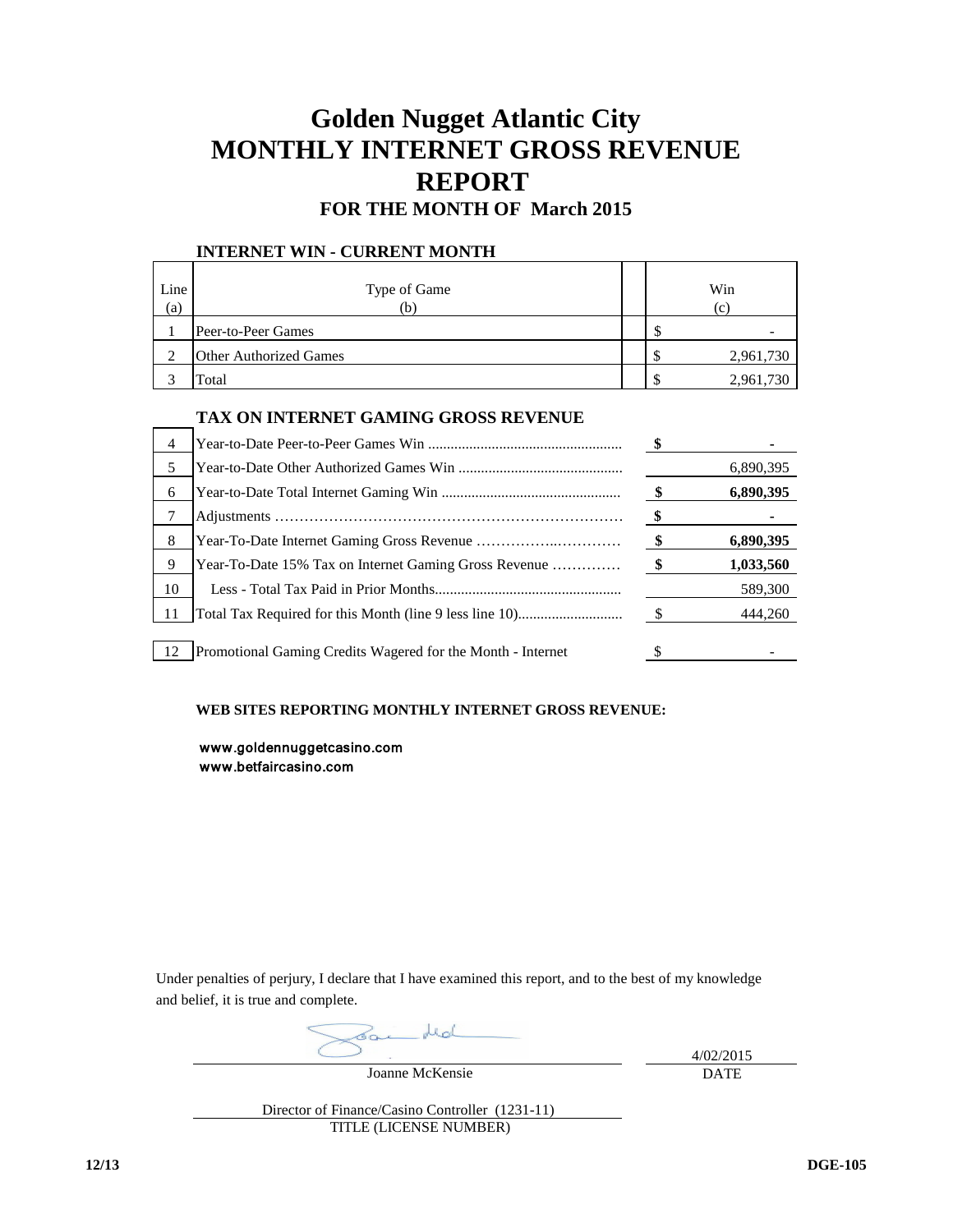# Golden Nugget Atlantic City
# MONTHLY INTERNET GROSS REVENUE REPORT
## FOR THE MONTH OF March 2015

### INTERNET WIN - CURRENT MONTH

| Line (a) | Type of Game (b) | Win (c) |
|---|---|---|
| 1 | Peer-to-Peer Games | $ - |
| 2 | Other Authorized Games | $ 2,961,730 |
| 3 | Total | $ 2,961,730 |

### TAX ON INTERNET GAMING GROSS REVENUE

| Line | Description | Amount |
|---|---|---|
| 4 | Year-to-Date Peer-to-Peer Games Win | **$ -** |
| 5 | Year-to-Date Other Authorized Games Win | 6,890,395 |
| 6 | Year-to-Date Total Internet Gaming Win | **$ 6,890,395** |
| 7 | Adjustments | **$ -** |
| 8 | Year-To-Date Internet Gaming Gross Revenue | **$ 6,890,395** |
| 9 | Year-To-Date 15% Tax on Internet Gaming Gross Revenue | **$ 1,033,560** |
| 10 | Less - Total Tax Paid in Prior Months | 589,300 |
| 11 | Total Tax Required for this Month (line 9 less line 10) | $ 444,260 |
| 12 | Promotional Gaming Credits Wagered for the Month - Internet | $ - |

**WEB SITES REPORTING MONTHLY INTERNET GROSS REVENUE:**

www.goldennuggetcasino.com
www.betfaircasino.com

Under penalties of perjury, I declare that I have examined this report, and to the best of my knowledge and belief, it is true and complete.

Joanne McKensie — DATE: 4/02/2015

Director of Finance/Casino Controller (1231-11)
TITLE (LICENSE NUMBER)

12/13 DGE-105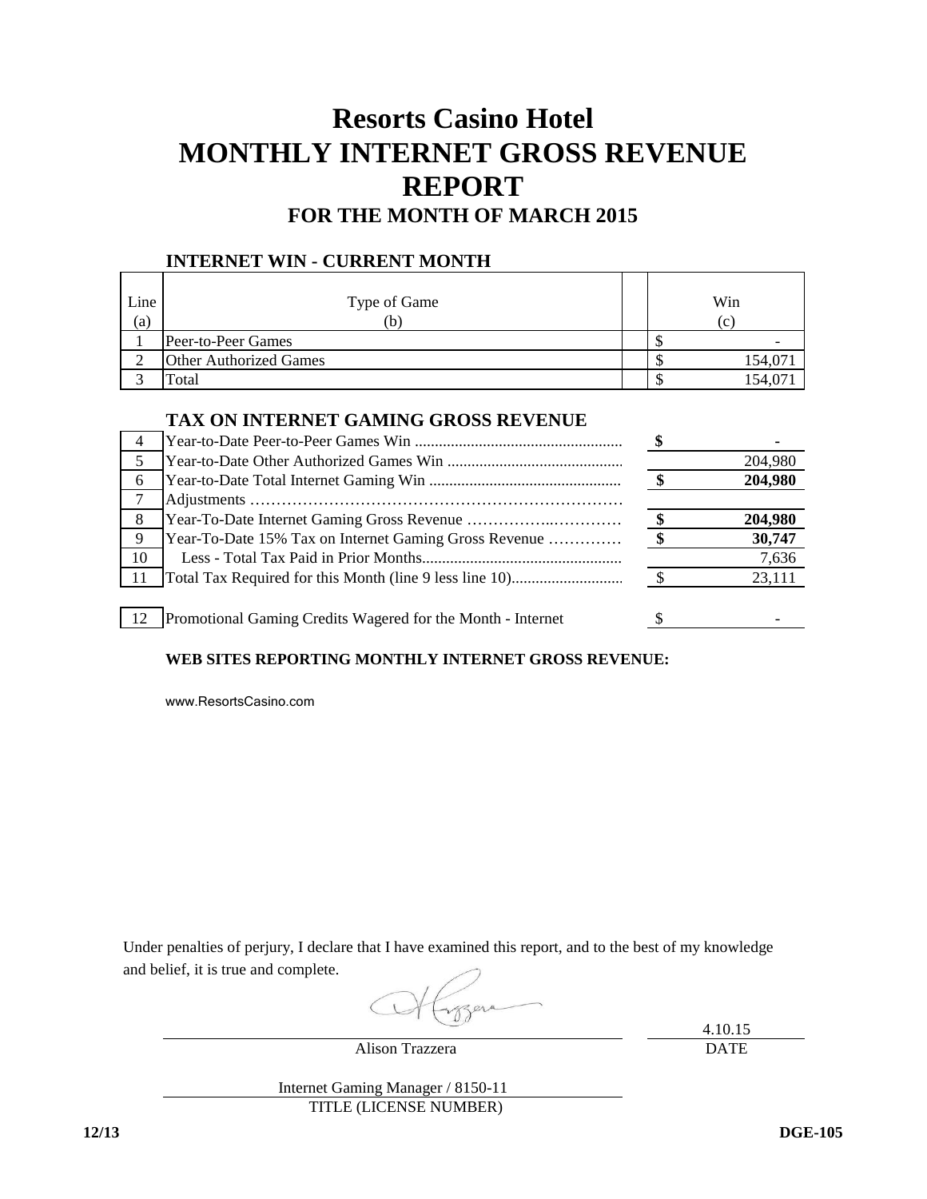# Resorts Casino Hotel
# MONTHLY INTERNET GROSS REVENUE REPORT
## FOR THE MONTH OF MARCH 2015

### INTERNET WIN - CURRENT MONTH

| Line (a) | Type of Game (b) | Win (c) |
|---|---|---|
| 1 | Peer-to-Peer Games | $ - |
| 2 | Other Authorized Games | $ 154,071 |
| 3 | Total | $ 154,071 |

### TAX ON INTERNET GAMING GROSS REVENUE

| Line | Description | Amount |
|---|---|---|
| 4 | Year-to-Date Peer-to-Peer Games Win .................................................... | **$ -** |
| 5 | Year-to-Date Other Authorized Games Win ............................................ | 204,980 |
| 6 | Year-to-Date Total Internet Gaming Win ................................................ | **$ 204,980** |
| 7 | Adjustments ……………………………………………………………… | |
| 8 | Year-To-Date Internet Gaming Gross Revenue …………….………… | **$ 204,980** |
| 9 | Year-To-Date 15% Tax on Internet Gaming Gross Revenue …………. | **$ 30,747** |
| 10 | Less - Total Tax Paid in Prior Months.................................................. | 7,636 |
| 11 | Total Tax Required for this Month (line 9 less line 10)............................ | $ 23,111 |
| 12 | Promotional Gaming Credits Wagered for the Month - Internet | $ - |

**WEB SITES REPORTING MONTHLY INTERNET GROSS REVENUE:**

www.ResortsCasino.com

Under penalties of perjury, I declare that I have examined this report, and to the best of my knowledge and belief, it is true and complete.

Alison Trazzera — DATE: 4.10.15

TITLE (LICENSE NUMBER): Internet Gaming Manager / 8150-11

12/13 DGE-105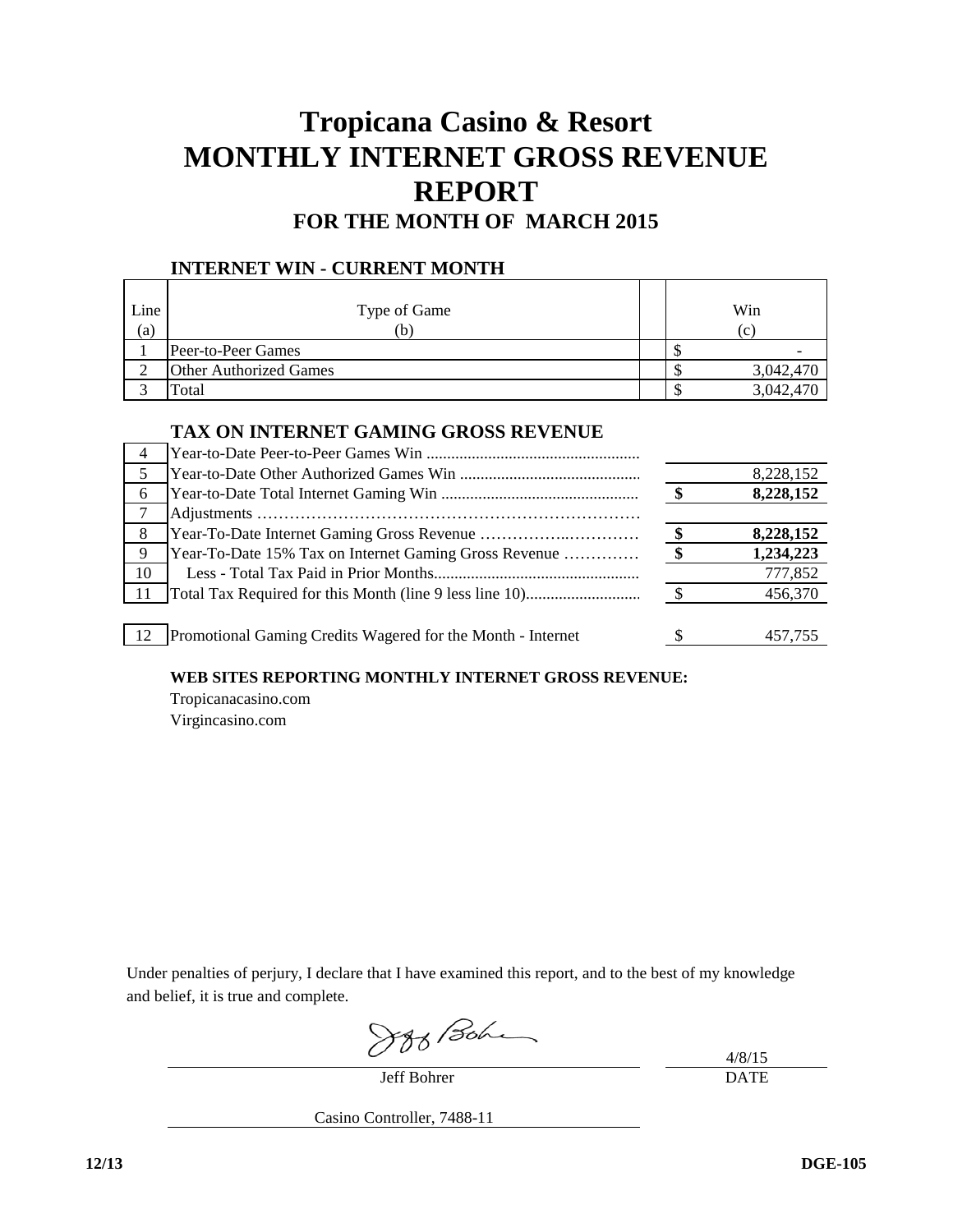# Tropicana Casino & Resort
# MONTHLY INTERNET GROSS REVENUE REPORT
## FOR THE MONTH OF MARCH 2015

### INTERNET WIN - CURRENT MONTH

| Line (a) | Type of Game (b) | Win (c) |
|---|---|---|
| 1 | Peer-to-Peer Games | $ - |
| 2 | Other Authorized Games | $ 3,042,470 |
| 3 | Total | $ 3,042,470 |

### TAX ON INTERNET GAMING GROSS REVENUE

| | | |
|---|---|---|
| 4 | Year-to-Date Peer-to-Peer Games Win .................................................... | |
| 5 | Year-to-Date Other Authorized Games Win ............................................ | 8,228,152 |
| 6 | Year-to-Date Total Internet Gaming Win ................................................ | **$ 8,228,152** |
| 7 | Adjustments ……………………………………………………………… | |
| 8 | Year-To-Date Internet Gaming Gross Revenue ……………..………… | **$ 8,228,152** |
| 9 | Year-To-Date 15% Tax on Internet Gaming Gross Revenue …………. | **$ 1,234,223** |
| 10 | Less - Total Tax Paid in Prior Months.................................................. | 777,852 |
| 11 | Total Tax Required for this Month (line 9 less line 10)............................ | $ 456,370 |
| 12 | Promotional Gaming Credits Wagered for the Month - Internet | $ 457,755 |

**WEB SITES REPORTING MONTHLY INTERNET GROSS REVENUE:**

Tropicanacasino.com
Virgincasino.com

Under penalties of perjury, I declare that I have examined this report, and to the best of my knowledge and belief, it is true and complete.

Jeff Bohrer — DATE: 4/8/15

Casino Controller, 7488-11

12/13 DGE-105